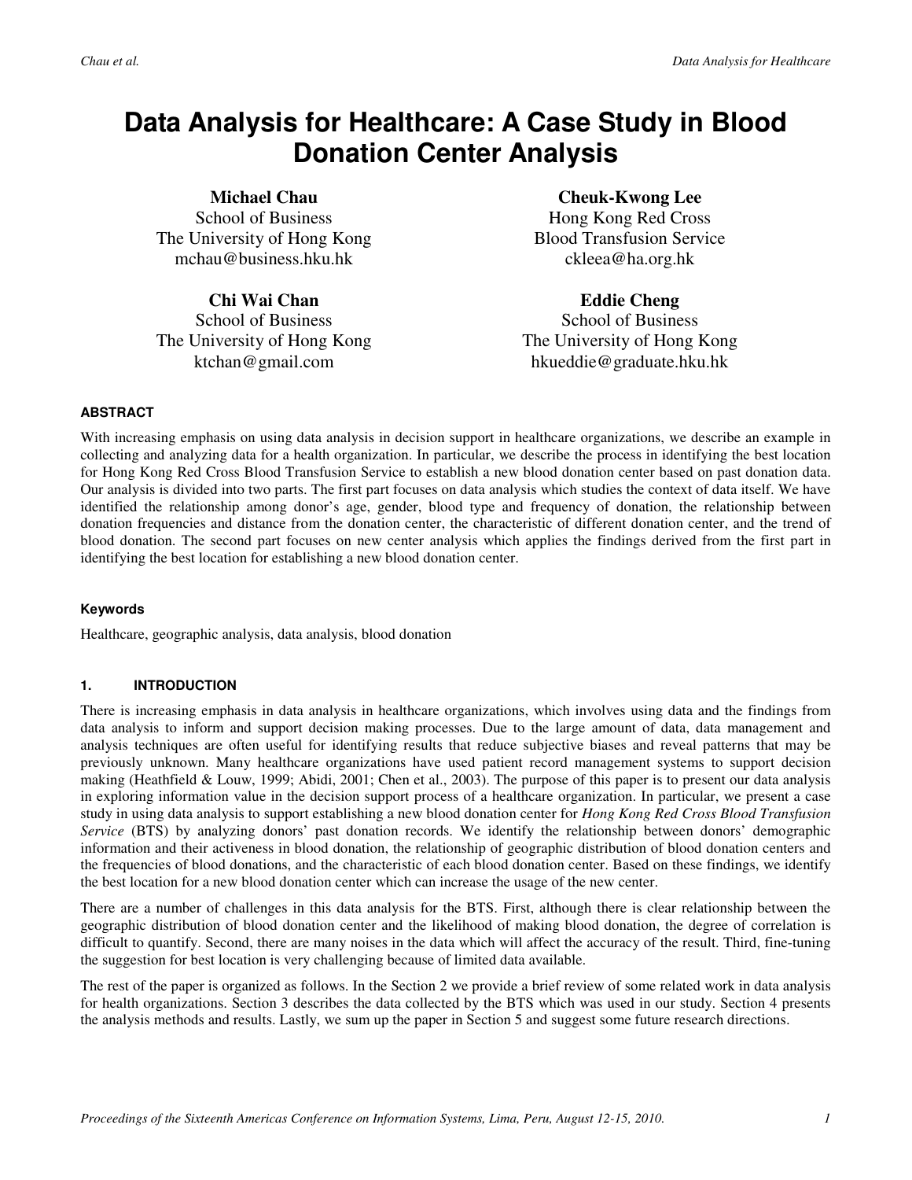# Data Analysis for Healthcare: A Case Study in Blood Donation Center Analysis

**Michael Chau**
School of Business
The University of Hong Kong
mchau@business.hku.hk

**Cheuk-Kwong Lee**
Hong Kong Red Cross
Blood Transfusion Service
ckleea@ha.org.hk

**Chi Wai Chan**
School of Business
The University of Hong Kong
ktchan@gmail.com

**Eddie Cheng**
School of Business
The University of Hong Kong
hkueddie@graduate.hku.hk

#### ABSTRACT

With increasing emphasis on using data analysis in decision support in healthcare organizations, we describe an example in collecting and analyzing data for a health organization. In particular, we describe the process in identifying the best location for Hong Kong Red Cross Blood Transfusion Service to establish a new blood donation center based on past donation data. Our analysis is divided into two parts. The first part focuses on data analysis which studies the context of data itself. We have identified the relationship among donor's age, gender, blood type and frequency of donation, the relationship between donation frequencies and distance from the donation center, the characteristic of different donation center, and the trend of blood donation. The second part focuses on new center analysis which applies the findings derived from the first part in identifying the best location for establishing a new blood donation center.

#### Keywords

Healthcare, geographic analysis, data analysis, blood donation

## 1. INTRODUCTION

There is increasing emphasis in data analysis in healthcare organizations, which involves using data and the findings from data analysis to inform and support decision making processes. Due to the large amount of data, data management and analysis techniques are often useful for identifying results that reduce subjective biases and reveal patterns that may be previously unknown. Many healthcare organizations have used patient record management systems to support decision making (Heathfield & Louw, 1999; Abidi, 2001; Chen et al., 2003). The purpose of this paper is to present our data analysis in exploring information value in the decision support process of a healthcare organization. In particular, we present a case study in using data analysis to support establishing a new blood donation center for *Hong Kong Red Cross Blood Transfusion Service* (BTS) by analyzing donors' past donation records. We identify the relationship between donors' demographic information and their activeness in blood donation, the relationship of geographic distribution of blood donation centers and the frequencies of blood donations, and the characteristic of each blood donation center. Based on these findings, we identify the best location for a new blood donation center which can increase the usage of the new center.

There are a number of challenges in this data analysis for the BTS. First, although there is clear relationship between the geographic distribution of blood donation center and the likelihood of making blood donation, the degree of correlation is difficult to quantify. Second, there are many noises in the data which will affect the accuracy of the result. Third, fine-tuning the suggestion for best location is very challenging because of limited data available.

The rest of the paper is organized as follows. In the Section 2 we provide a brief review of some related work in data analysis for health organizations. Section 3 describes the data collected by the BTS which was used in our study. Section 4 presents the analysis methods and results. Lastly, we sum up the paper in Section 5 and suggest some future research directions.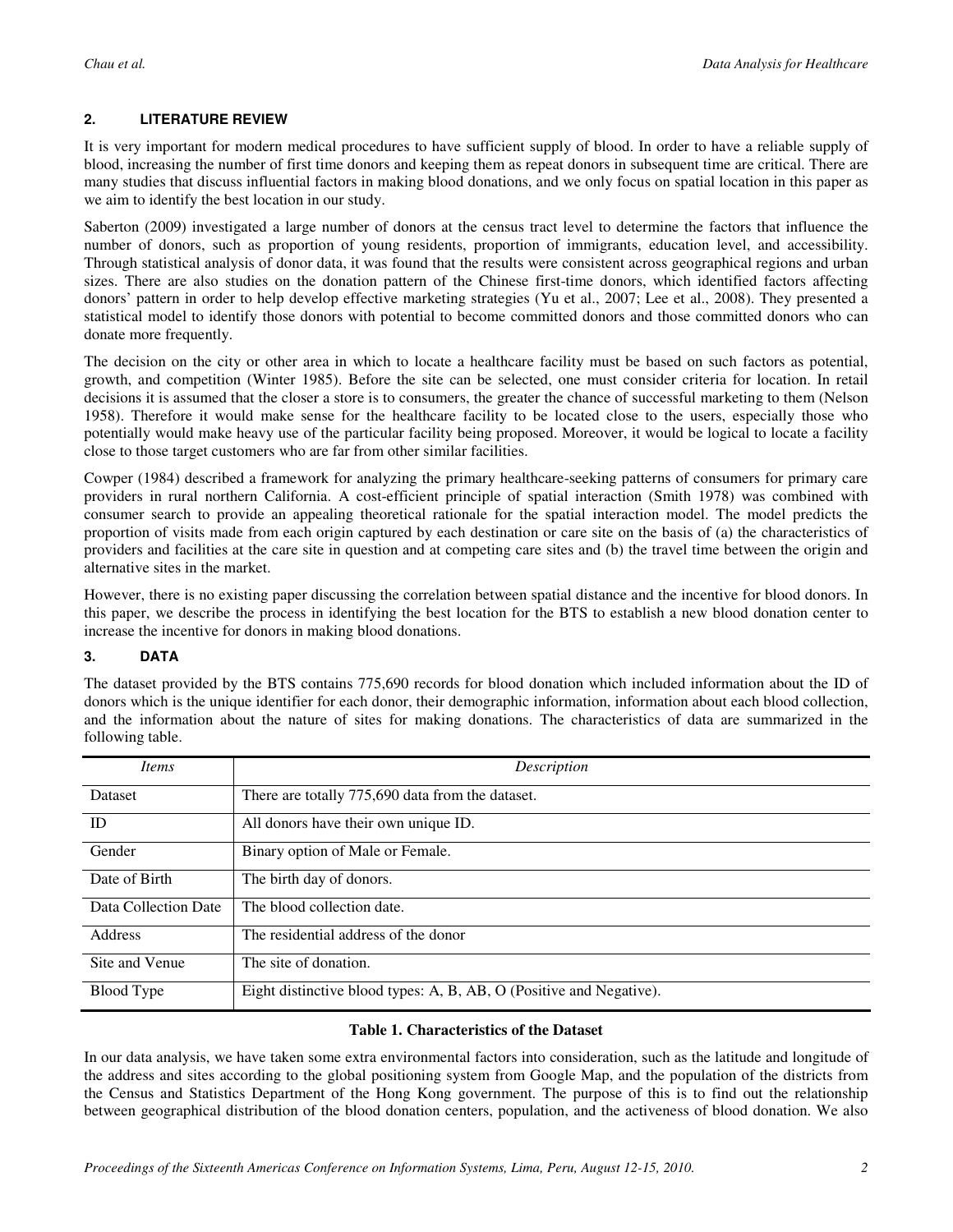## 2. LITERATURE REVIEW

It is very important for modern medical procedures to have sufficient supply of blood. In order to have a reliable supply of blood, increasing the number of first time donors and keeping them as repeat donors in subsequent time are critical. There are many studies that discuss influential factors in making blood donations, and we only focus on spatial location in this paper as we aim to identify the best location in our study.

Saberton (2009) investigated a large number of donors at the census tract level to determine the factors that influence the number of donors, such as proportion of young residents, proportion of immigrants, education level, and accessibility. Through statistical analysis of donor data, it was found that the results were consistent across geographical regions and urban sizes. There are also studies on the donation pattern of the Chinese first-time donors, which identified factors affecting donors' pattern in order to help develop effective marketing strategies (Yu et al., 2007; Lee et al., 2008). They presented a statistical model to identify those donors with potential to become committed donors and those committed donors who can donate more frequently.

The decision on the city or other area in which to locate a healthcare facility must be based on such factors as potential, growth, and competition (Winter 1985). Before the site can be selected, one must consider criteria for location. In retail decisions it is assumed that the closer a store is to consumers, the greater the chance of successful marketing to them (Nelson 1958). Therefore it would make sense for the healthcare facility to be located close to the users, especially those who potentially would make heavy use of the particular facility being proposed. Moreover, it would be logical to locate a facility close to those target customers who are far from other similar facilities.

Cowper (1984) described a framework for analyzing the primary healthcare-seeking patterns of consumers for primary care providers in rural northern California. A cost-efficient principle of spatial interaction (Smith 1978) was combined with consumer search to provide an appealing theoretical rationale for the spatial interaction model. The model predicts the proportion of visits made from each origin captured by each destination or care site on the basis of (a) the characteristics of providers and facilities at the care site in question and at competing care sites and (b) the travel time between the origin and alternative sites in the market.

However, there is no existing paper discussing the correlation between spatial distance and the incentive for blood donors. In this paper, we describe the process in identifying the best location for the BTS to establish a new blood donation center to increase the incentive for donors in making blood donations.

## 3. DATA

The dataset provided by the BTS contains 775,690 records for blood donation which included information about the ID of donors which is the unique identifier for each donor, their demographic information, information about each blood collection, and the information about the nature of sites for making donations. The characteristics of data are summarized in the following table.

| *Items* | *Description* |
|---|---|
| Dataset | There are totally 775,690 data from the dataset. |
| ID | All donors have their own unique ID. |
| Gender | Binary option of Male or Female. |
| Date of Birth | The birth day of donors. |
| Data Collection Date | The blood collection date. |
| Address | The residential address of the donor |
| Site and Venue | The site of donation. |
| Blood Type | Eight distinctive blood types: A, B, AB, O (Positive and Negative). |

**Table 1. Characteristics of the Dataset**

In our data analysis, we have taken some extra environmental factors into consideration, such as the latitude and longitude of the address and sites according to the global positioning system from Google Map, and the population of the districts from the Census and Statistics Department of the Hong Kong government. The purpose of this is to find out the relationship between geographical distribution of the blood donation centers, population, and the activeness of blood donation. We also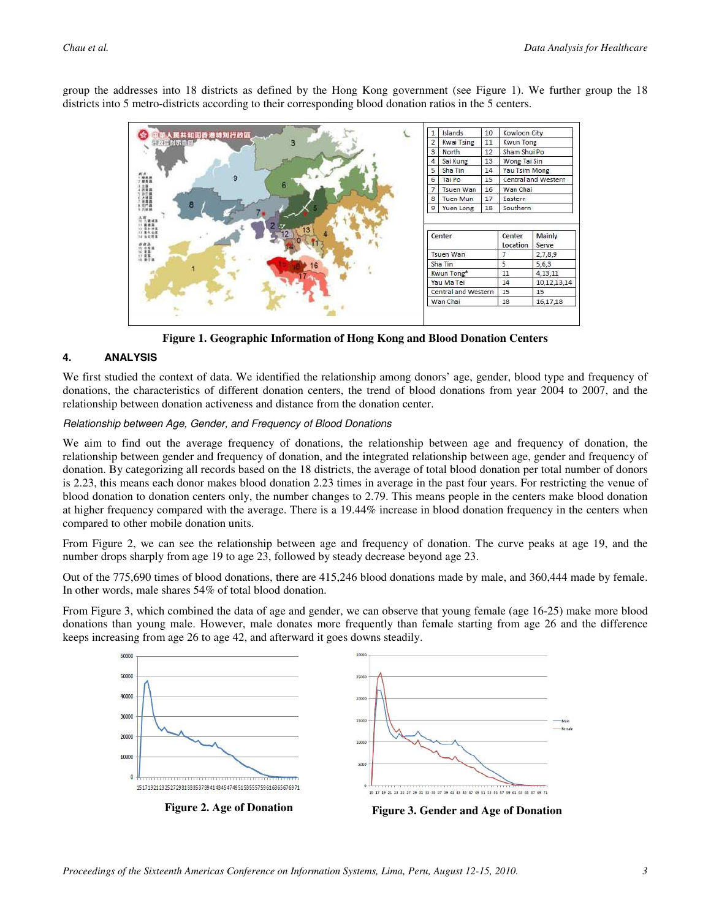group the addresses into 18 districts as defined by the Hong Kong government (see Figure 1). We further group the 18 districts into 5 metro-districts according to their corresponding blood donation ratios in the 5 centers.

| | | | |
|---|---|---|---|
| 1 | Islands | 10 | Kowloon City |
| 2 | Kwai Tsing | 11 | Kwun Tong |
| 3 | North | 12 | Sham Shui Po |
| 4 | Sai Kung | 13 | Wong Tai Sin |
| 5 | Sha Tin | 14 | Yau Tsim Mong |
| 6 | Tai Po | 15 | Central and Western |
| 7 | Tsuen Wan | 16 | Wan Chai |
| 8 | Tuen Mun | 17 | Eastern |
| 9 | Yuen Long | 18 | Southern |

| Center | Center Location | Mainly Serve |
|---|---|---|
| Tsuen Wan | 7 | 2,7,8,9 |
| Sha Tin | 5 | 5,6,3 |
| Kwun Tong* | 11 | 4,13,11 |
| Yau Ma Tei | 14 | 10,12,13,14 |
| Central and Western | 15 | 15 |
| Wan Chai | 18 | 16,17,18 |

**Figure 1. Geographic Information of Hong Kong and Blood Donation Centers**

## 4. ANALYSIS

We first studied the context of data. We identified the relationship among donors' age, gender, blood type and frequency of donations, the characteristics of different donation centers, the trend of blood donations from year 2004 to 2007, and the relationship between donation activeness and distance from the donation center.

### *Relationship between Age, Gender, and Frequency of Blood Donations*

We aim to find out the average frequency of donations, the relationship between age and frequency of donation, the relationship between gender and frequency of donation, and the integrated relationship between age, gender and frequency of donation. By categorizing all records based on the 18 districts, the average of total blood donation per total number of donors is 2.23, this means each donor makes blood donation 2.23 times in average in the past four years. For restricting the venue of blood donation to donation centers only, the number changes to 2.79. This means people in the centers make blood donation at higher frequency compared with the average. There is a 19.44% increase in blood donation frequency in the centers when compared to other mobile donation units.

From Figure 2, we can see the relationship between age and frequency of donation. The curve peaks at age 19, and the number drops sharply from age 19 to age 23, followed by steady decrease beyond age 23.

Out of the 775,690 times of blood donations, there are 415,246 blood donations made by male, and 360,444 made by female. In other words, male shares 54% of total blood donation.

From Figure 3, which combined the data of age and gender, we can observe that young female (age 16-25) make more blood donations than young male. However, male donates more frequently than female starting from age 26 and the difference keeps increasing from age 26 to age 42, and afterward it goes downs steadily.

**Figure 2. Age of Donation**

**Figure 3. Gender and Age of Donation**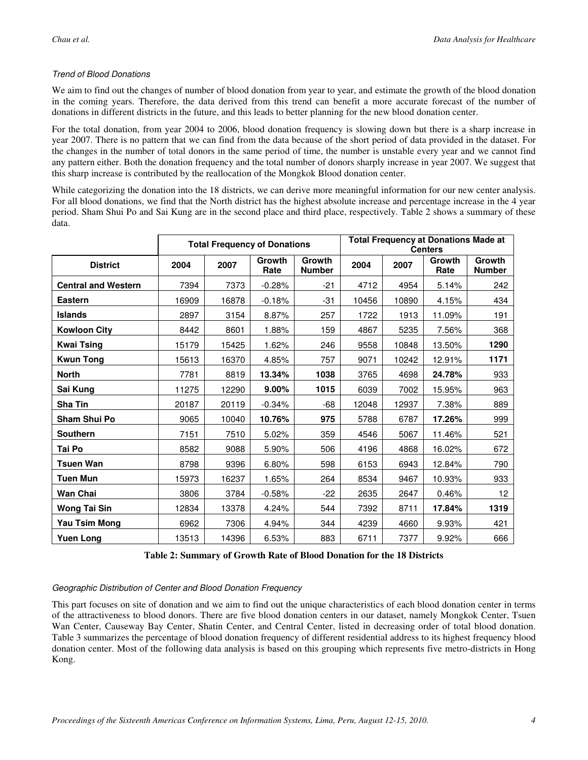### *Trend of Blood Donations*

We aim to find out the changes of number of blood donation from year to year, and estimate the growth of the blood donation in the coming years. Therefore, the data derived from this trend can benefit a more accurate forecast of the number of donations in different districts in the future, and this leads to better planning for the new blood donation center.

For the total donation, from year 2004 to 2006, blood donation frequency is slowing down but there is a sharp increase in year 2007. There is no pattern that we can find from the data because of the short period of data provided in the dataset. For the changes in the number of total donors in the same period of time, the number is unstable every year and we cannot find any pattern either. Both the donation frequency and the total number of donors sharply increase in year 2007. We suggest that this sharp increase is contributed by the reallocation of the Mongkok Blood donation center.

While categorizing the donation into the 18 districts, we can derive more meaningful information for our new center analysis. For all blood donations, we find that the North district has the highest absolute increase and percentage increase in the 4 year period. Sham Shui Po and Sai Kung are in the second place and third place, respectively. Table 2 shows a summary of these data.

| | Total Frequency of Donations | | | | Total Frequency at Donations Made at Centers | | | |
|---|---|---|---|---|---|---|---|---|
| **District** | **2004** | **2007** | **Growth Rate** | **Growth Number** | **2004** | **2007** | **Growth Rate** | **Growth Number** |
| **Central and Western** | 7394 | 7373 | -0.28% | -21 | 4712 | 4954 | 5.14% | 242 |
| **Eastern** | 16909 | 16878 | -0.18% | -31 | 10456 | 10890 | 4.15% | 434 |
| **Islands** | 2897 | 3154 | 8.87% | 257 | 1722 | 1913 | 11.09% | 191 |
| **Kowloon City** | 8442 | 8601 | 1.88% | 159 | 4867 | 5235 | 7.56% | 368 |
| **Kwai Tsing** | 15179 | 15425 | 1.62% | 246 | 9558 | 10848 | 13.50% | **1290** |
| **Kwun Tong** | 15613 | 16370 | 4.85% | 757 | 9071 | 10242 | 12.91% | **1171** |
| **North** | 7781 | 8819 | **13.34%** | **1038** | 3765 | 4698 | **24.78%** | 933 |
| **Sai Kung** | 11275 | 12290 | **9.00%** | **1015** | 6039 | 7002 | 15.95% | 963 |
| **Sha Tin** | 20187 | 20119 | -0.34% | -68 | 12048 | 12937 | 7.38% | 889 |
| **Sham Shui Po** | 9065 | 10040 | **10.76%** | **975** | 5788 | 6787 | **17.26%** | 999 |
| **Southern** | 7151 | 7510 | 5.02% | 359 | 4546 | 5067 | 11.46% | 521 |
| **Tai Po** | 8582 | 9088 | 5.90% | 506 | 4196 | 4868 | 16.02% | 672 |
| **Tsuen Wan** | 8798 | 9396 | 6.80% | 598 | 6153 | 6943 | 12.84% | 790 |
| **Tuen Mun** | 15973 | 16237 | 1.65% | 264 | 8534 | 9467 | 10.93% | 933 |
| **Wan Chai** | 3806 | 3784 | -0.58% | -22 | 2635 | 2647 | 0.46% | 12 |
| **Wong Tai Sin** | 12834 | 13378 | 4.24% | 544 | 7392 | 8711 | **17.84%** | **1319** |
| **Yau Tsim Mong** | 6962 | 7306 | 4.94% | 344 | 4239 | 4660 | 9.93% | 421 |
| **Yuen Long** | 13513 | 14396 | 6.53% | 883 | 6711 | 7377 | 9.92% | 666 |

**Table 2: Summary of Growth Rate of Blood Donation for the 18 Districts**

### *Geographic Distribution of Center and Blood Donation Frequency*

This part focuses on site of donation and we aim to find out the unique characteristics of each blood donation center in terms of the attractiveness to blood donors. There are five blood donation centers in our dataset, namely Mongkok Center, Tsuen Wan Center, Causeway Bay Center, Shatin Center, and Central Center, listed in decreasing order of total blood donation. Table 3 summarizes the percentage of blood donation frequency of different residential address to its highest frequency blood donation center. Most of the following data analysis is based on this grouping which represents five metro-districts in Hong Kong.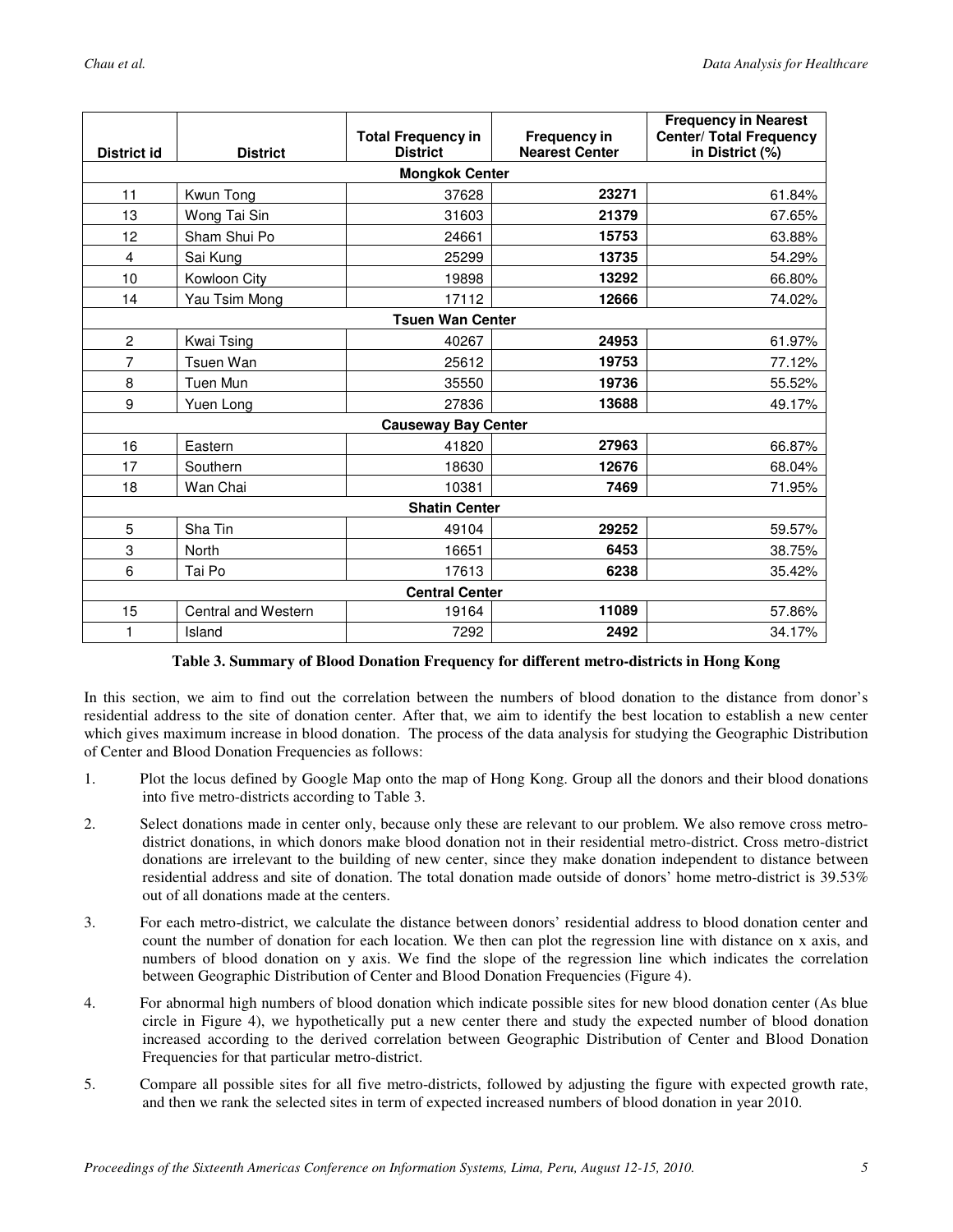| District id | District | Total Frequency in District | Frequency in Nearest Center | Frequency in Nearest Center/ Total Frequency in District (%) |
|---|---|---|---|---|
| **Mongkok Center** | | | | |
| 11 | Kwun Tong | 37628 | **23271** | 61.84% |
| 13 | Wong Tai Sin | 31603 | **21379** | 67.65% |
| 12 | Sham Shui Po | 24661 | **15753** | 63.88% |
| 4 | Sai Kung | 25299 | **13735** | 54.29% |
| 10 | Kowloon City | 19898 | **13292** | 66.80% |
| 14 | Yau Tsim Mong | 17112 | **12666** | 74.02% |
| **Tsuen Wan Center** | | | | |
| 2 | Kwai Tsing | 40267 | **24953** | 61.97% |
| 7 | Tsuen Wan | 25612 | **19753** | 77.12% |
| 8 | Tuen Mun | 35550 | **19736** | 55.52% |
| 9 | Yuen Long | 27836 | **13688** | 49.17% |
| **Causeway Bay Center** | | | | |
| 16 | Eastern | 41820 | **27963** | 66.87% |
| 17 | Southern | 18630 | **12676** | 68.04% |
| 18 | Wan Chai | 10381 | **7469** | 71.95% |
| **Shatin Center** | | | | |
| 5 | Sha Tin | 49104 | **29252** | 59.57% |
| 3 | North | 16651 | **6453** | 38.75% |
| 6 | Tai Po | 17613 | **6238** | 35.42% |
| **Central Center** | | | | |
| 15 | Central and Western | 19164 | **11089** | 57.86% |
| 1 | Island | 7292 | **2492** | 34.17% |

**Table 3. Summary of Blood Donation Frequency for different metro-districts in Hong Kong**

In this section, we aim to find out the correlation between the numbers of blood donation to the distance from donor's residential address to the site of donation center. After that, we aim to identify the best location to establish a new center which gives maximum increase in blood donation. The process of the data analysis for studying the Geographic Distribution of Center and Blood Donation Frequencies as follows:

1. Plot the locus defined by Google Map onto the map of Hong Kong. Group all the donors and their blood donations into five metro-districts according to Table 3.
2. Select donations made in center only, because only these are relevant to our problem. We also remove cross metro-district donations, in which donors make blood donation not in their residential metro-district. Cross metro-district donations are irrelevant to the building of new center, since they make donation independent to distance between residential address and site of donation. The total donation made outside of donors' home metro-district is 39.53% out of all donations made at the centers.
3. For each metro-district, we calculate the distance between donors' residential address to blood donation center and count the number of donation for each location. We then can plot the regression line with distance on x axis, and numbers of blood donation on y axis. We find the slope of the regression line which indicates the correlation between Geographic Distribution of Center and Blood Donation Frequencies (Figure 4).
4. For abnormal high numbers of blood donation which indicate possible sites for new blood donation center (As blue circle in Figure 4), we hypothetically put a new center there and study the expected number of blood donation increased according to the derived correlation between Geographic Distribution of Center and Blood Donation Frequencies for that particular metro-district.
5. Compare all possible sites for all five metro-districts, followed by adjusting the figure with expected growth rate, and then we rank the selected sites in term of expected increased numbers of blood donation in year 2010.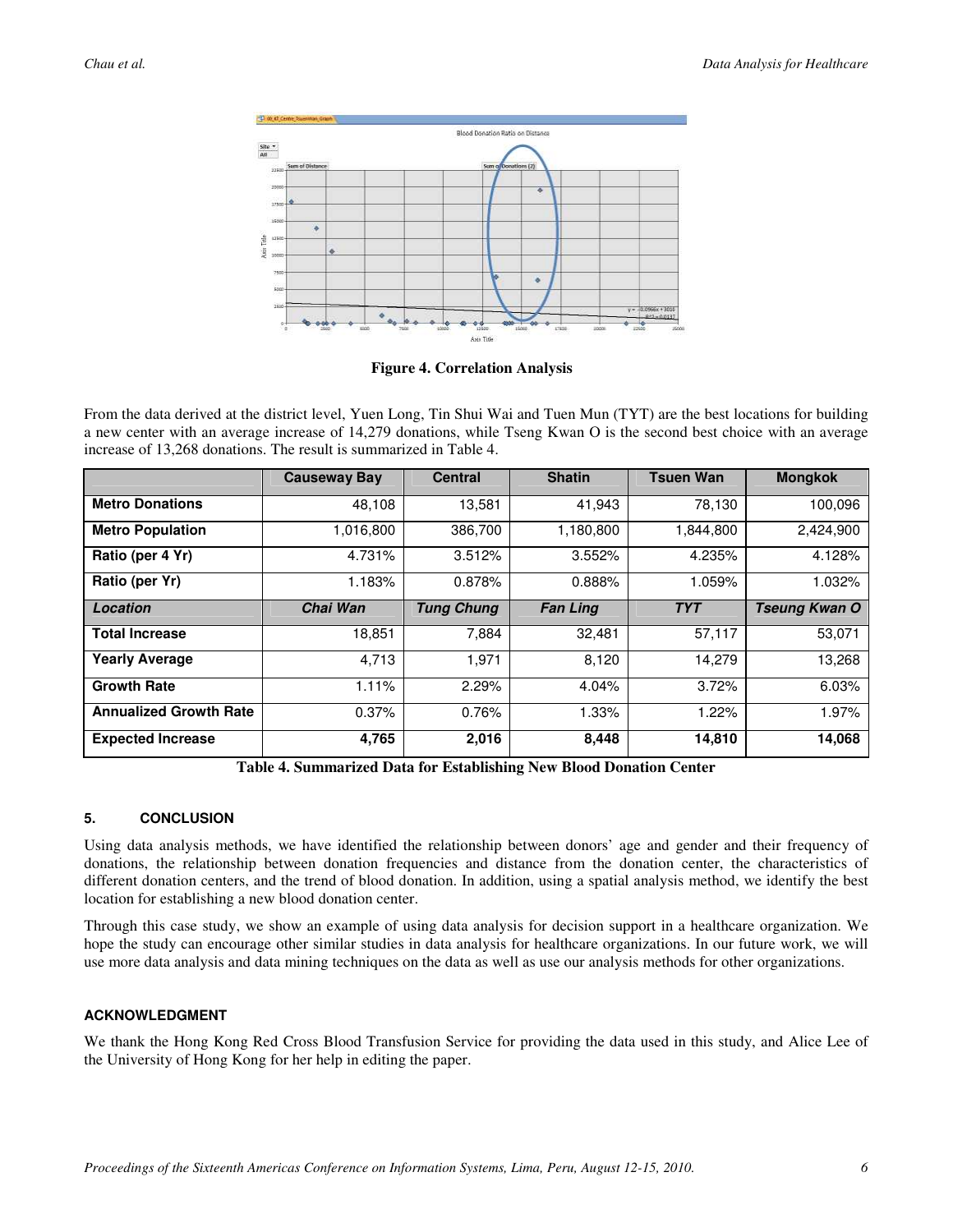**Figure 4. Correlation Analysis**

From the data derived at the district level, Yuen Long, Tin Shui Wai and Tuen Mun (TYT) are the best locations for building a new center with an average increase of 14,279 donations, while Tseng Kwan O is the second best choice with an average increase of 13,268 donations. The result is summarized in Table 4.

| | Causeway Bay | Central | Shatin | Tsuen Wan | Mongkok |
|---|---|---|---|---|---|
| **Metro Donations** | 48,108 | 13,581 | 41,943 | 78,130 | 100,096 |
| **Metro Population** | 1,016,800 | 386,700 | 1,180,800 | 1,844,800 | 2,424,900 |
| **Ratio (per 4 Yr)** | 4.731% | 3.512% | 3.552% | 4.235% | 4.128% |
| **Ratio (per Yr)** | 1.183% | 0.878% | 0.888% | 1.059% | 1.032% |
| ***Location*** | ***Chai Wan*** | ***Tung Chung*** | ***Fan Ling*** | ***TYT*** | ***Tseung Kwan O*** |
| **Total Increase** | 18,851 | 7,884 | 32,481 | 57,117 | 53,071 |
| **Yearly Average** | 4,713 | 1,971 | 8,120 | 14,279 | 13,268 |
| **Growth Rate** | 1.11% | 2.29% | 4.04% | 3.72% | 6.03% |
| **Annualized Growth Rate** | 0.37% | 0.76% | 1.33% | 1.22% | 1.97% |
| **Expected Increase** | **4,765** | **2,016** | **8,448** | **14,810** | **14,068** |

**Table 4. Summarized Data for Establishing New Blood Donation Center**

## 5. CONCLUSION

Using data analysis methods, we have identified the relationship between donors' age and gender and their frequency of donations, the relationship between donation frequencies and distance from the donation center, the characteristics of different donation centers, and the trend of blood donation. In addition, using a spatial analysis method, we identify the best location for establishing a new blood donation center.

Through this case study, we show an example of using data analysis for decision support in a healthcare organization. We hope the study can encourage other similar studies in data analysis for healthcare organizations. In our future work, we will use more data analysis and data mining techniques on the data as well as use our analysis methods for other organizations.

## ACKNOWLEDGMENT

We thank the Hong Kong Red Cross Blood Transfusion Service for providing the data used in this study, and Alice Lee of the University of Hong Kong for her help in editing the paper.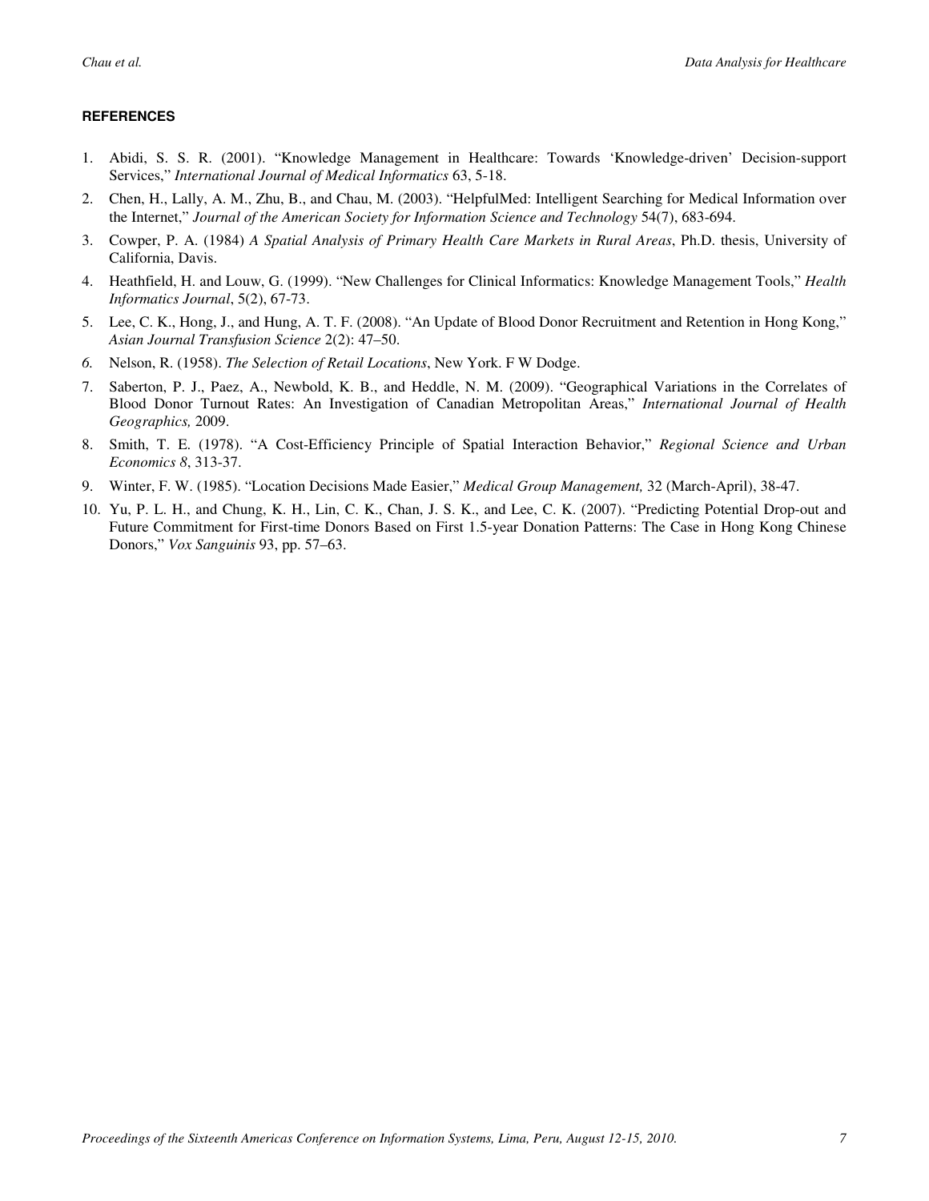**REFERENCES**

1. Abidi, S. S. R. (2001). "Knowledge Management in Healthcare: Towards 'Knowledge-driven' Decision-support Services," *International Journal of Medical Informatics* 63, 5-18.
2. Chen, H., Lally, A. M., Zhu, B., and Chau, M. (2003). "HelpfulMed: Intelligent Searching for Medical Information over the Internet," *Journal of the American Society for Information Science and Technology* 54(7), 683-694.
3. Cowper, P. A. (1984) *A Spatial Analysis of Primary Health Care Markets in Rural Areas*, Ph.D. thesis, University of California, Davis.
4. Heathfield, H. and Louw, G. (1999). "New Challenges for Clinical Informatics: Knowledge Management Tools," *Health Informatics Journal*, 5(2), 67-73.
5. Lee, C. K., Hong, J., and Hung, A. T. F. (2008). "An Update of Blood Donor Recruitment and Retention in Hong Kong," *Asian Journal Transfusion Science* 2(2): 47–50.
6. Nelson, R. (1958). *The Selection of Retail Locations*, New York. F W Dodge.
7. Saberton, P. J., Paez, A., Newbold, K. B., and Heddle, N. M. (2009). "Geographical Variations in the Correlates of Blood Donor Turnout Rates: An Investigation of Canadian Metropolitan Areas," *International Journal of Health Geographics,* 2009.
8. Smith, T. E. (1978). "A Cost-Efficiency Principle of Spatial Interaction Behavior," *Regional Science and Urban Economics 8*, 313-37.
9. Winter, F. W. (1985). "Location Decisions Made Easier," *Medical Group Management,* 32 (March-April), 38-47.
10. Yu, P. L. H., and Chung, K. H., Lin, C. K., Chan, J. S. K., and Lee, C. K. (2007). "Predicting Potential Drop-out and Future Commitment for First-time Donors Based on First 1.5-year Donation Patterns: The Case in Hong Kong Chinese Donors," *Vox Sanguinis* 93, pp. 57–63.